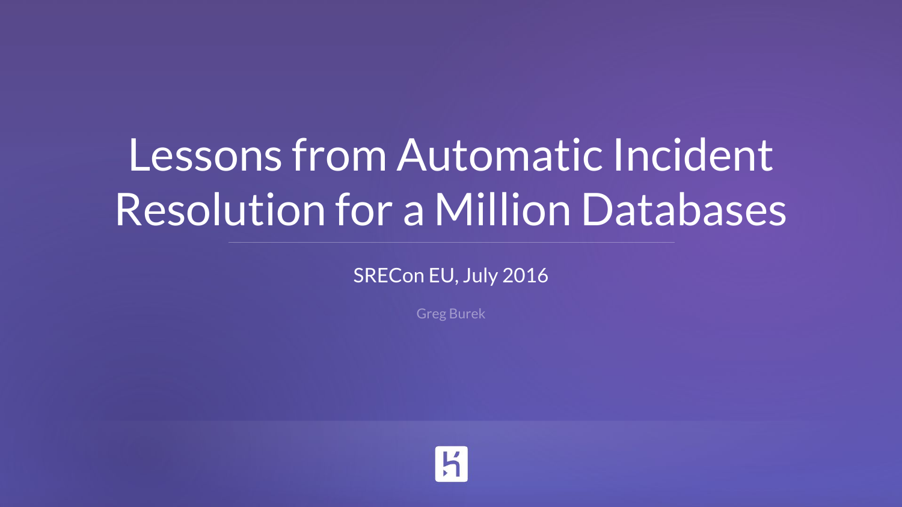# Lessons from Automatic Incident Resolution for a Million Databases

SRECon EU, July 2016

Greg Burek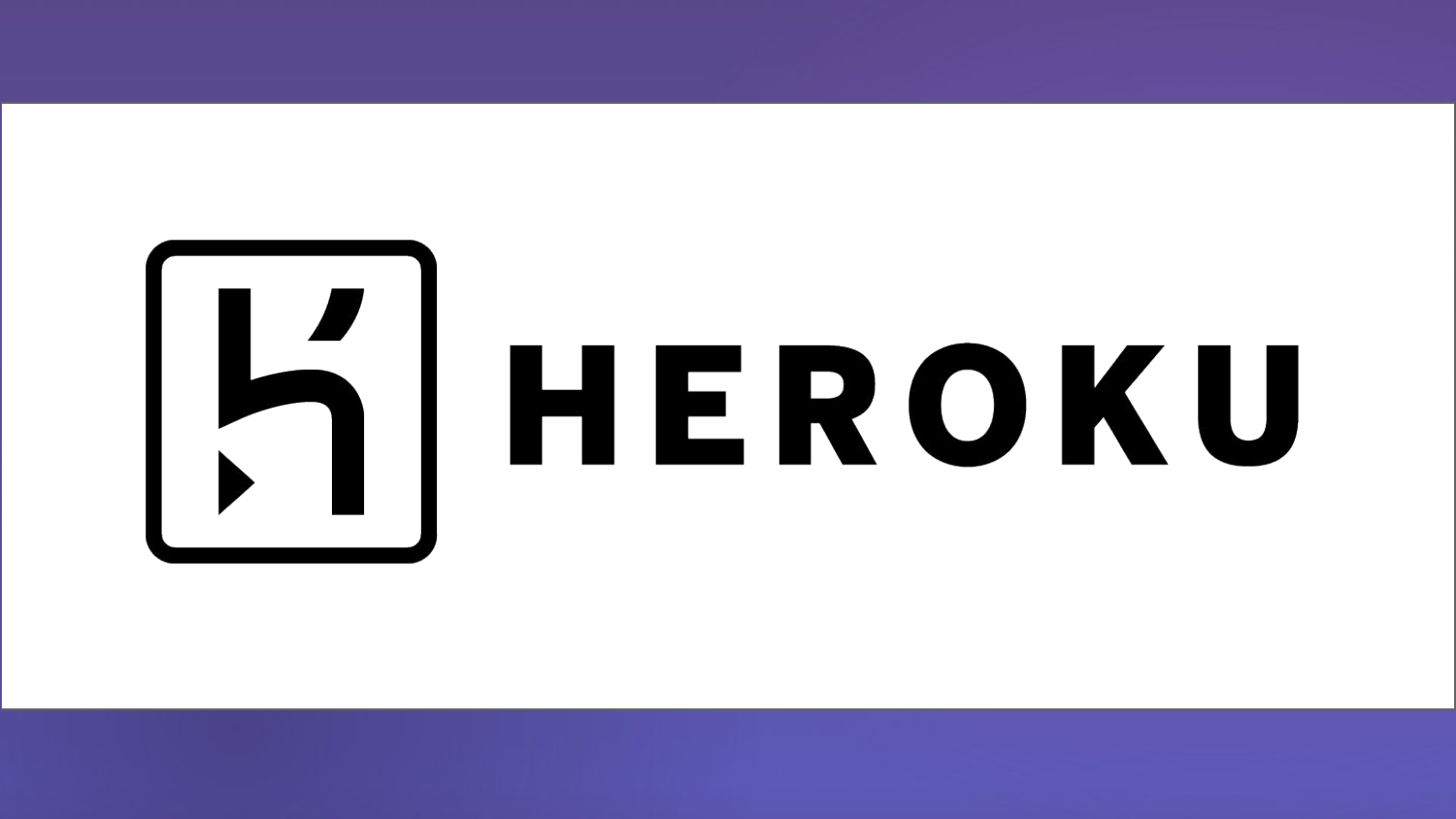HEROKU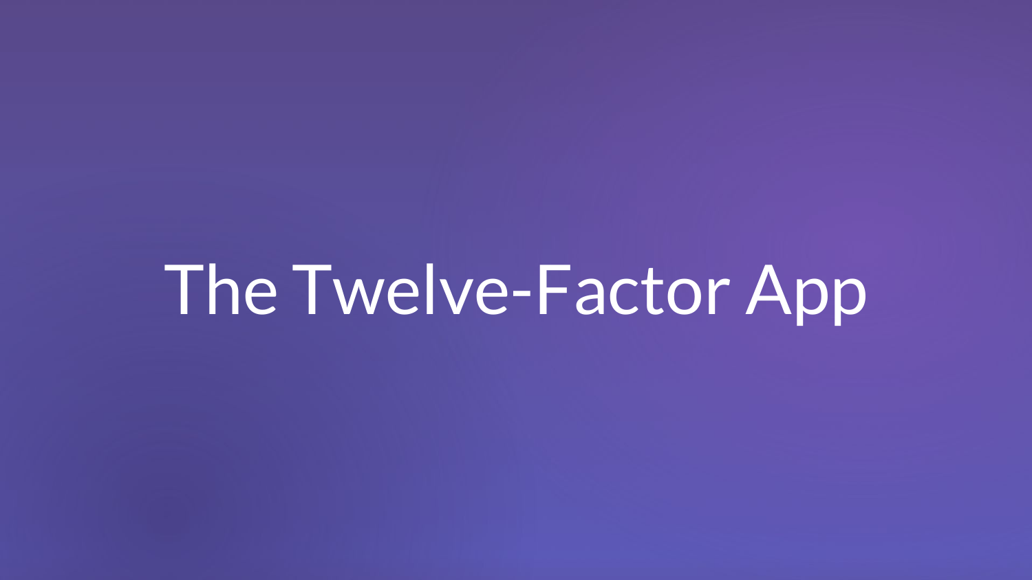# The Twelve-Factor App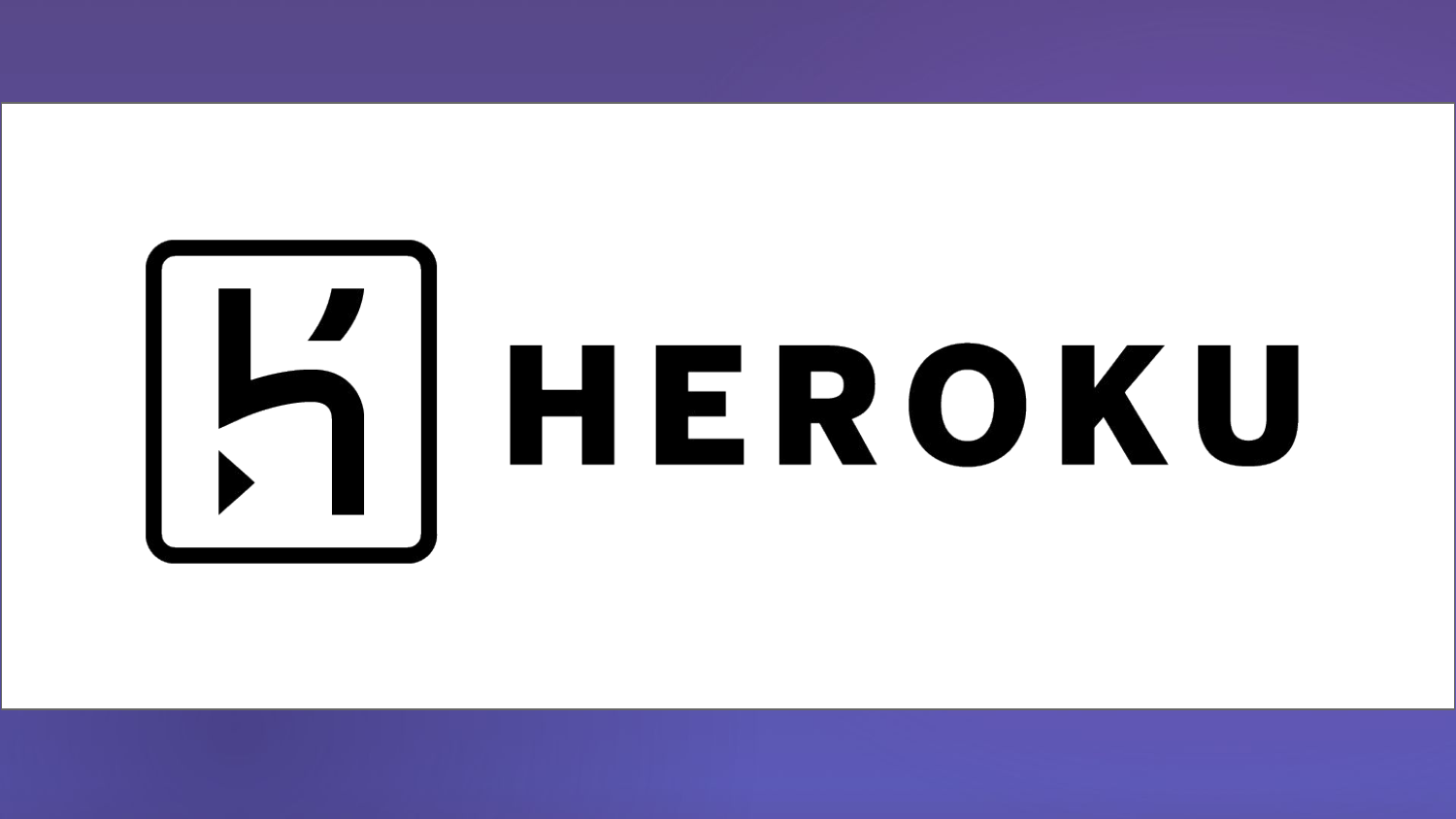HEROKU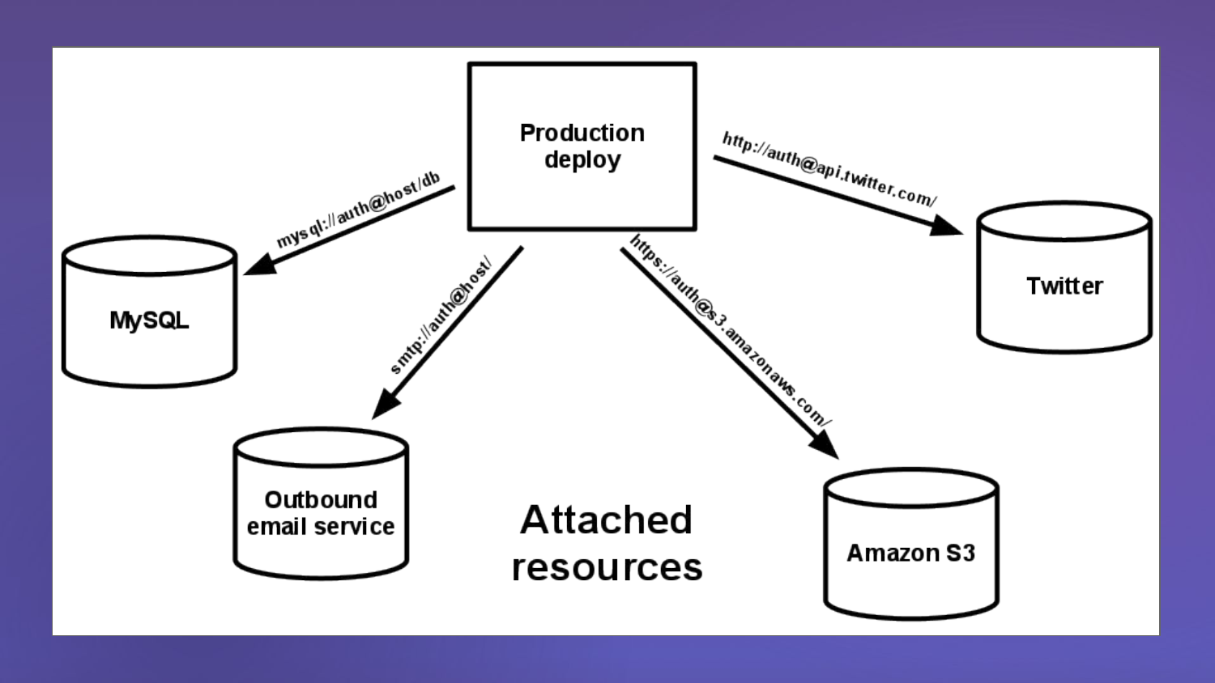# Attached resources

Production deploy

- mysql://auth@host/db → MySQL
- smtp://auth@host/ → Outbound email service
- https://auth@s3.amazonaws.com/ → Amazon S3
- http://auth@api.twitter.com/ → Twitter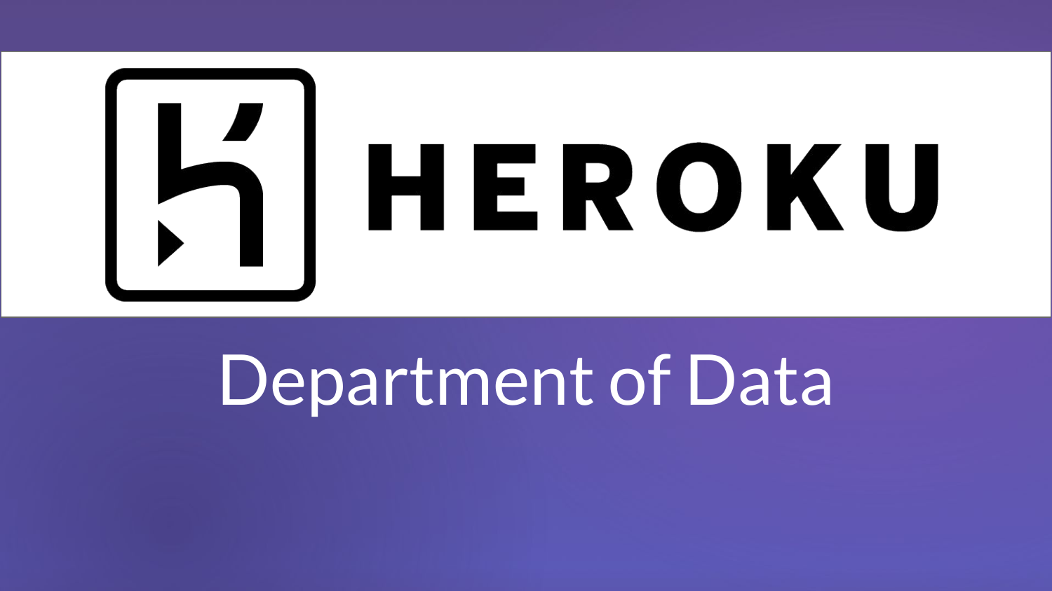# HEROKU

## Department of Data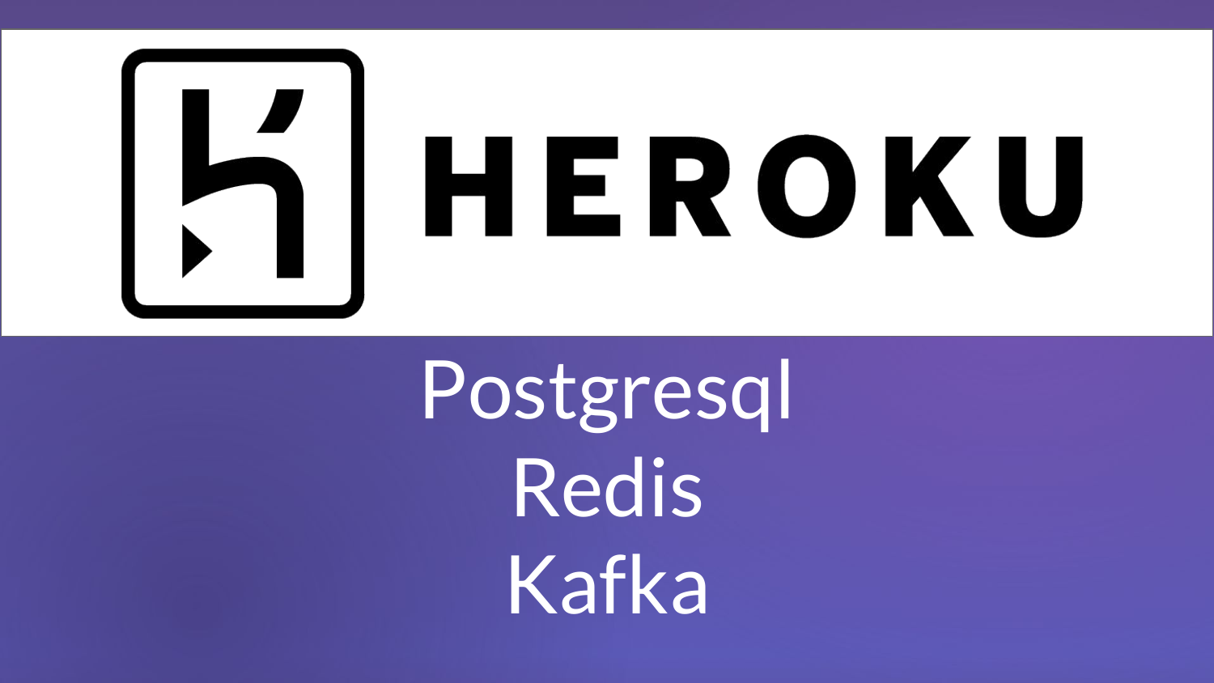# HEROKU

Postgresql

Redis

Kafka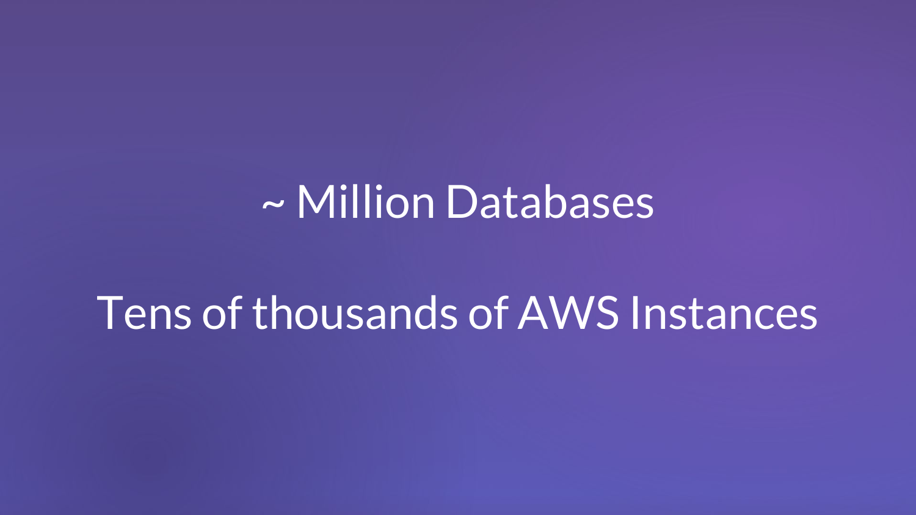~ Million Databases

Tens of thousands of AWS Instances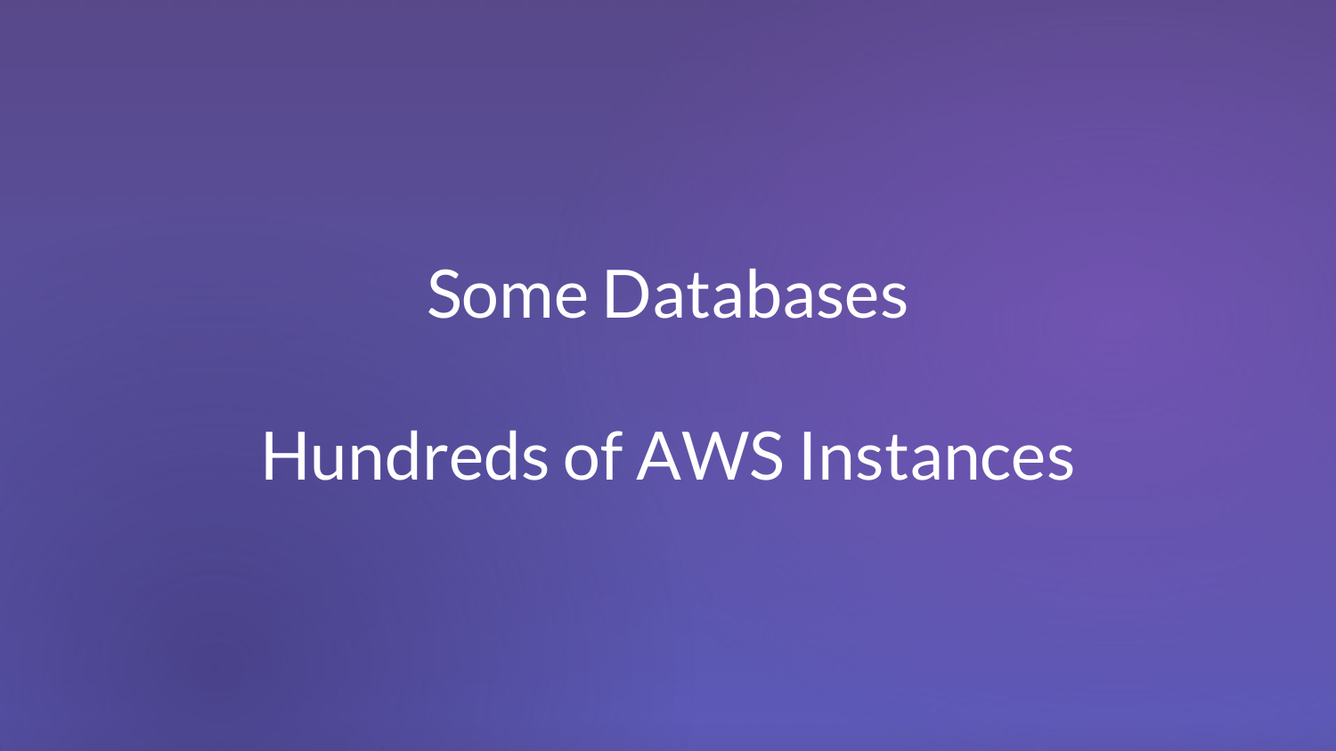Some Databases

Hundreds of AWS Instances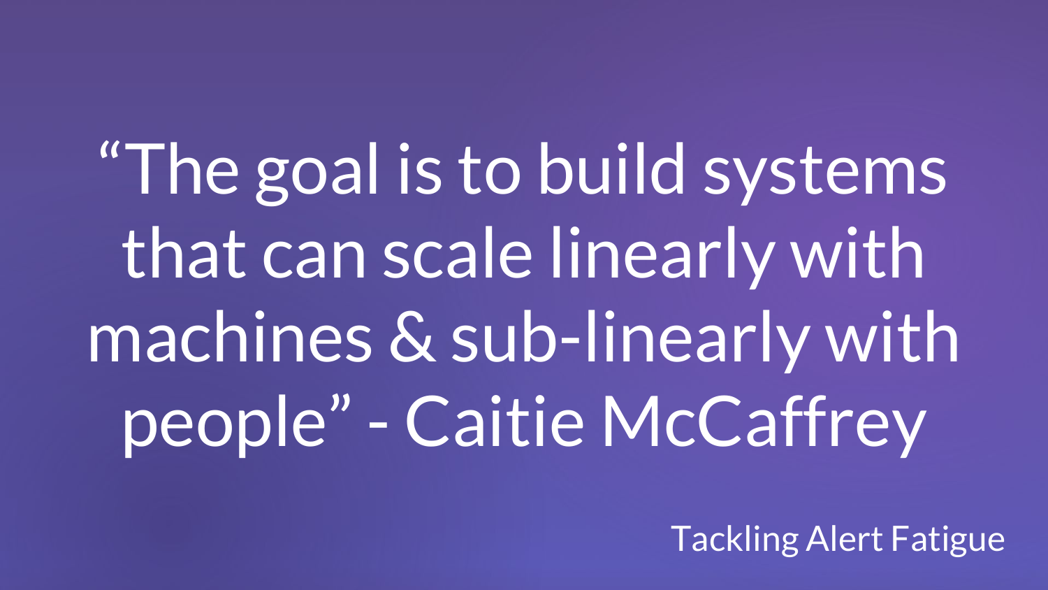"The goal is to build systems that can scale linearly with machines & sub-linearly with people" - Caitie McCaffrey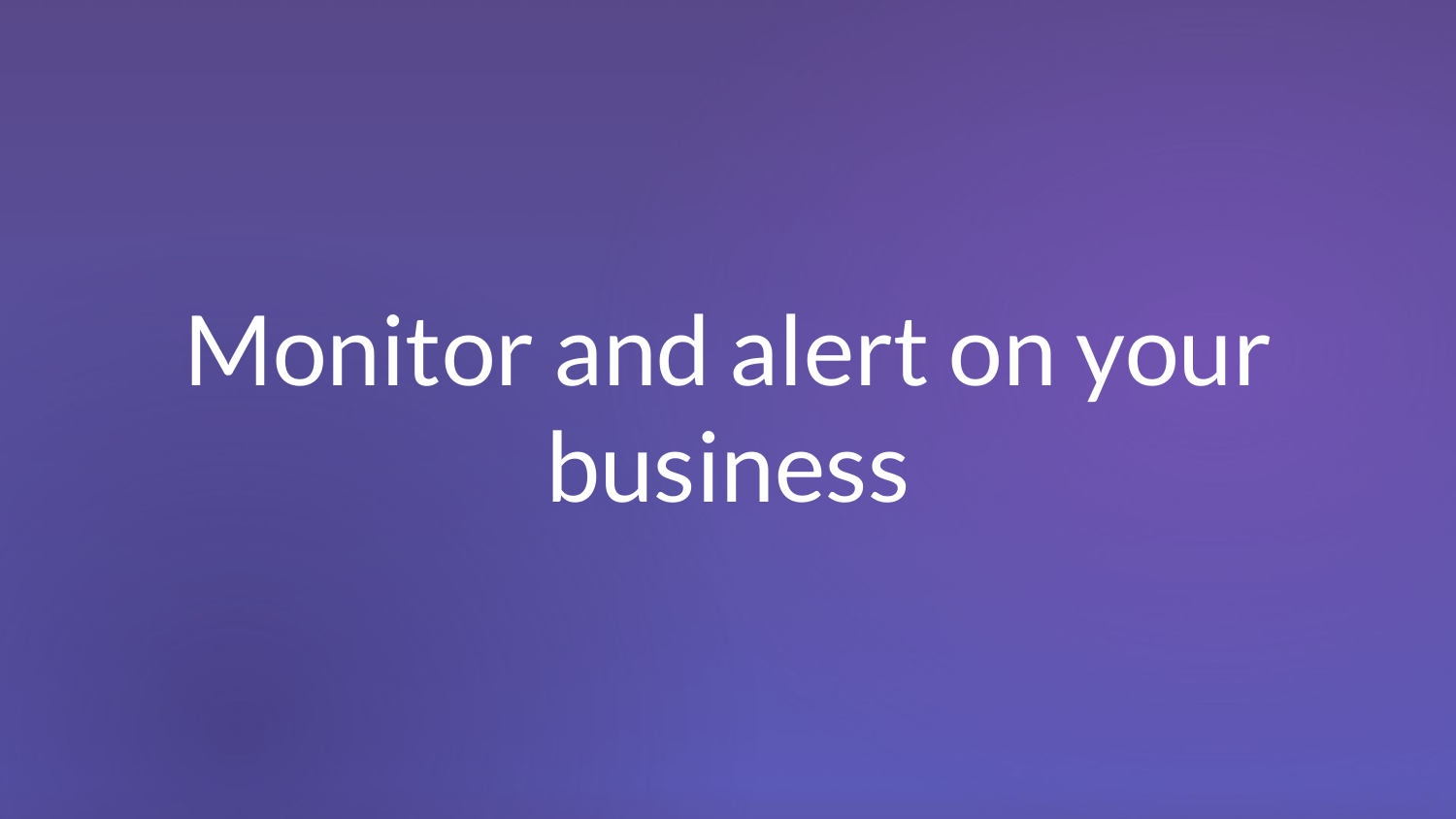# Monitor and alert on your business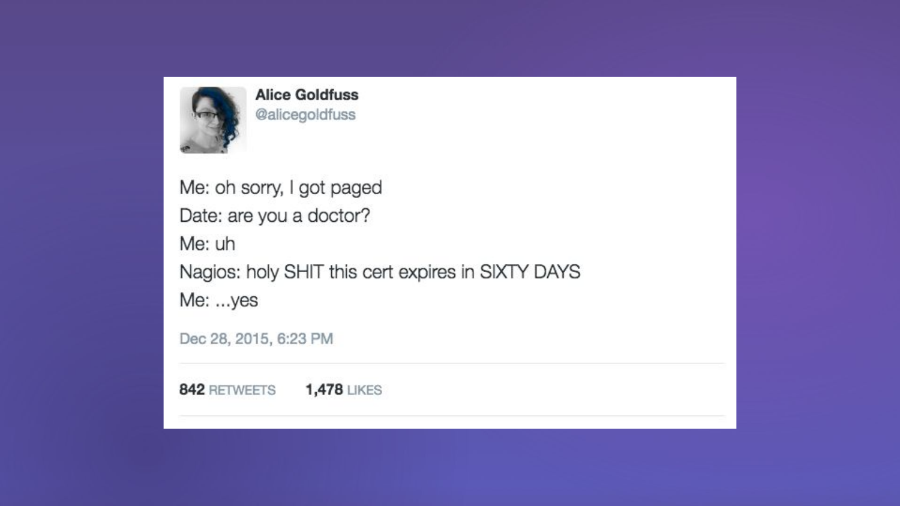**Alice Goldfuss**
@alicegoldfuss

Me: oh sorry, I got paged
Date: are you a doctor?
Me: uh
Nagios: holy SHIT this cert expires in SIXTY DAYS
Me: ...yes

Dec 28, 2015, 6:23 PM

**842** RETWEETS **1,478** LIKES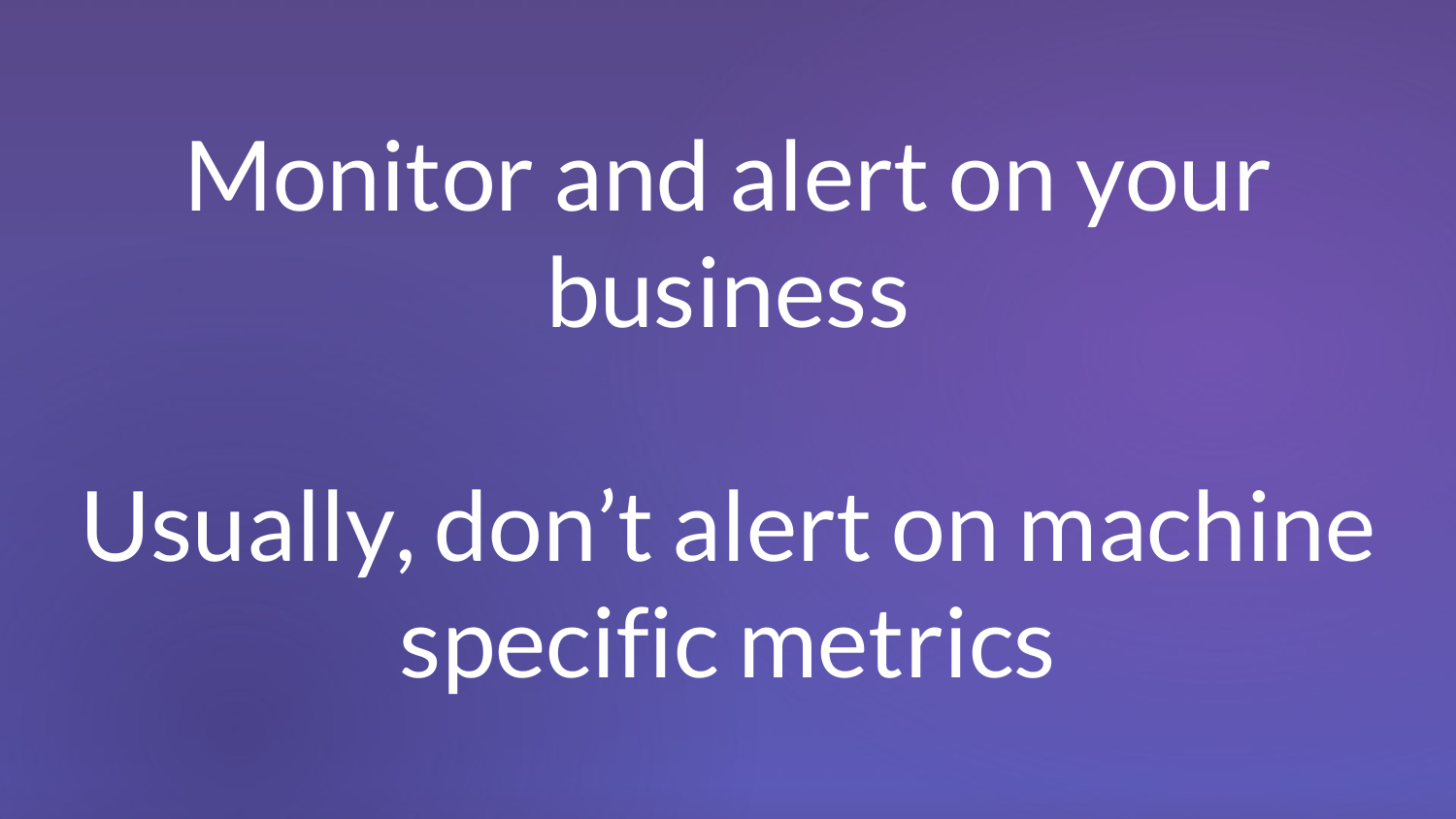# Monitor and alert on your business

# Usually, don’t alert on machine specific metrics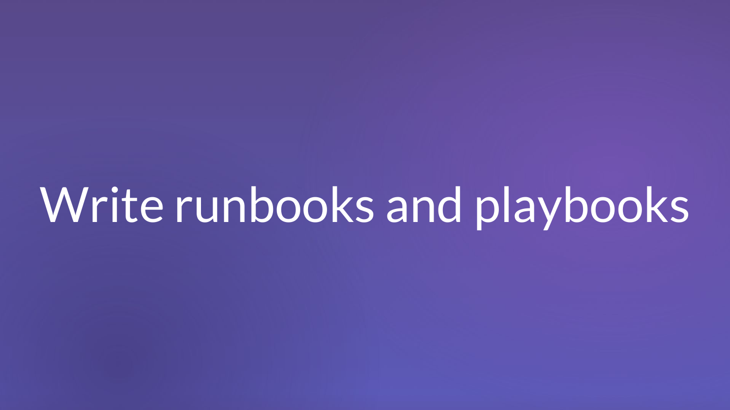# Write runbooks and playbooks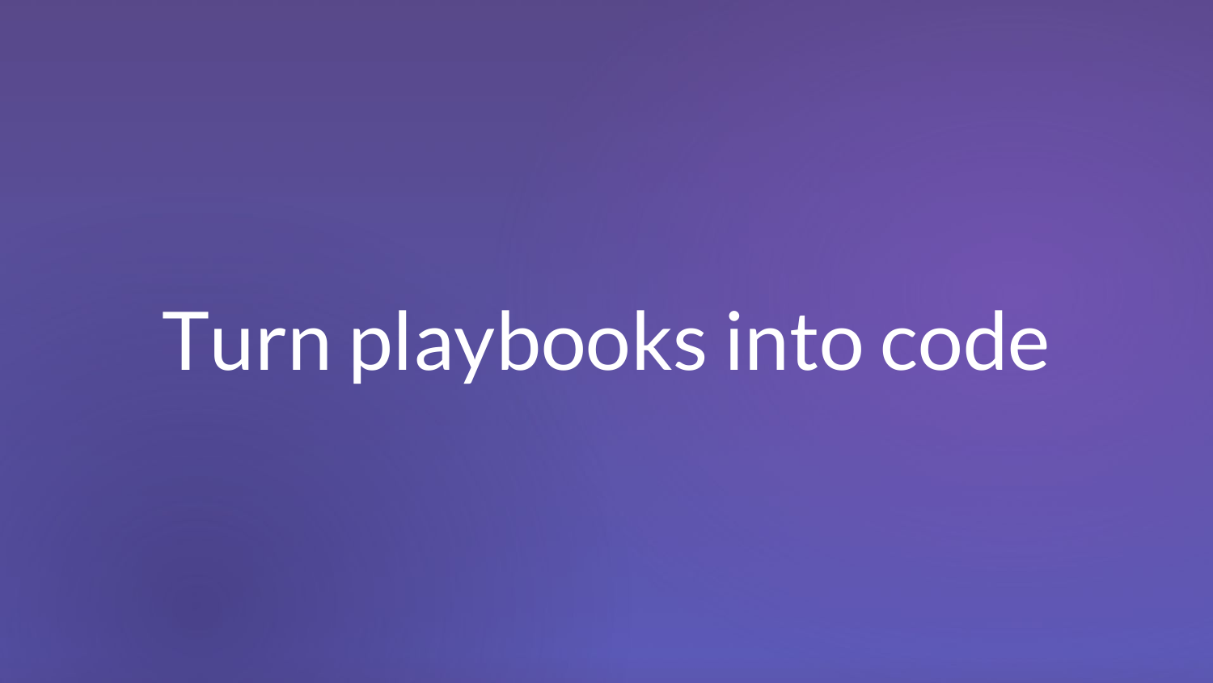# Turn playbooks into code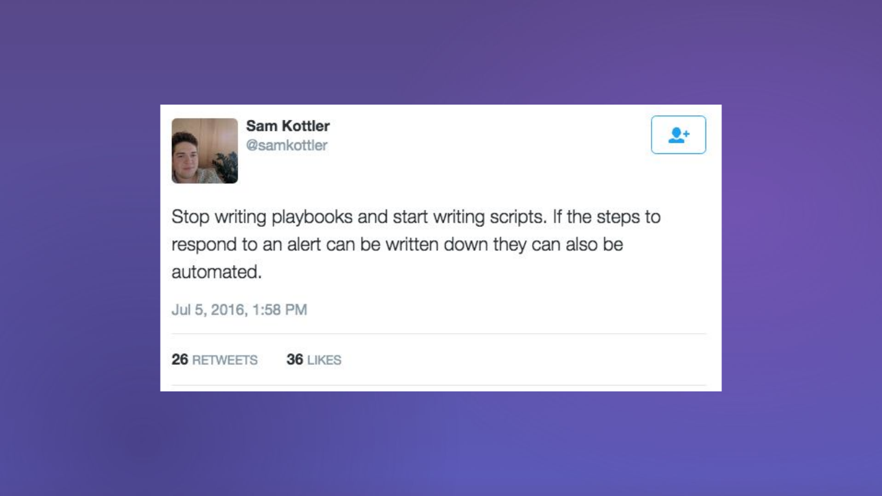**Sam Kottler**
@samkottler

Stop writing playbooks and start writing scripts. If the steps to respond to an alert can be written down they can also be automated.

Jul 5, 2016, 1:58 PM

**26** RETWEETS **36** LIKES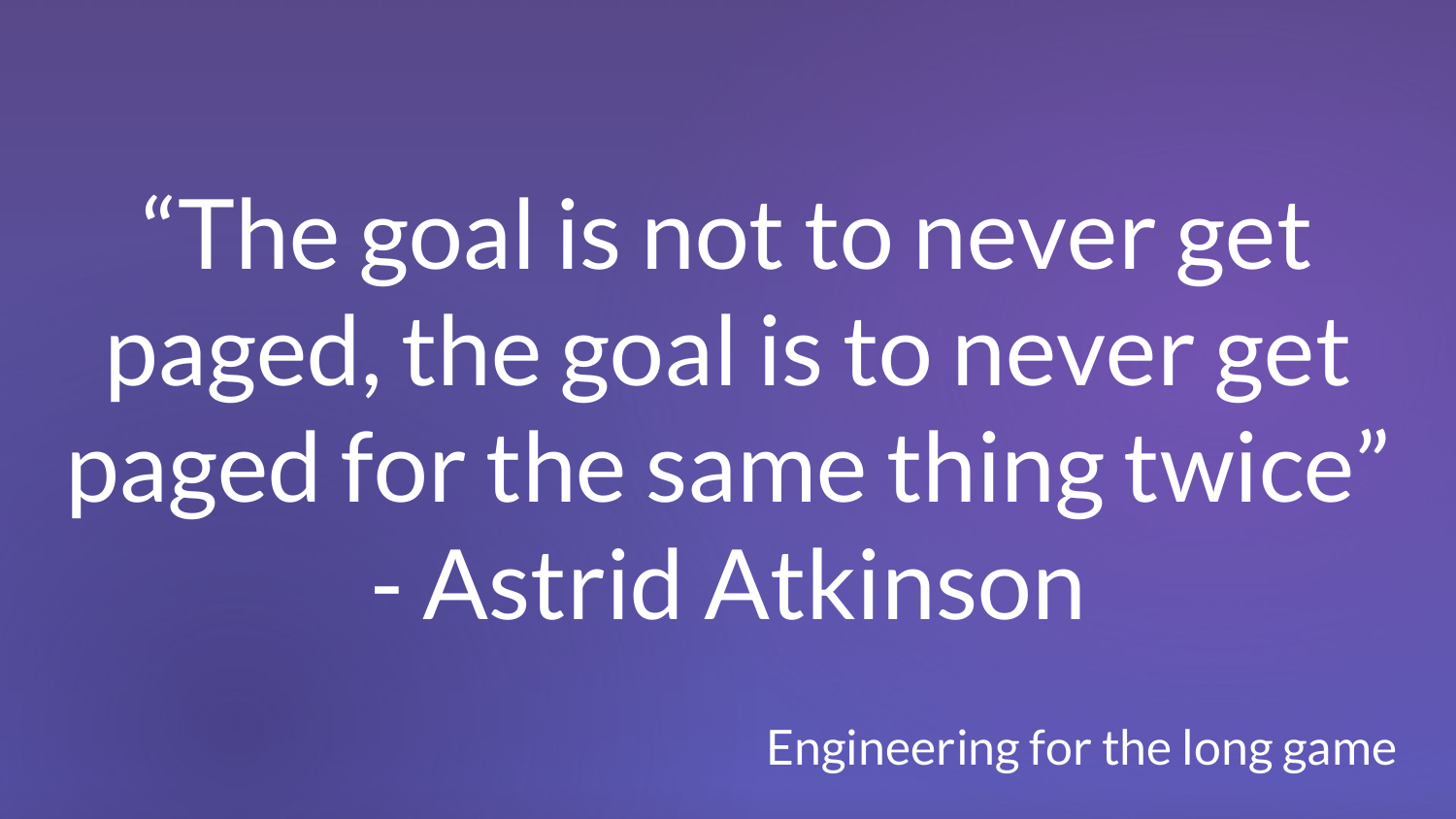“The goal is not to never get paged, the goal is to never get paged for the same thing twice”
- Astrid Atkinson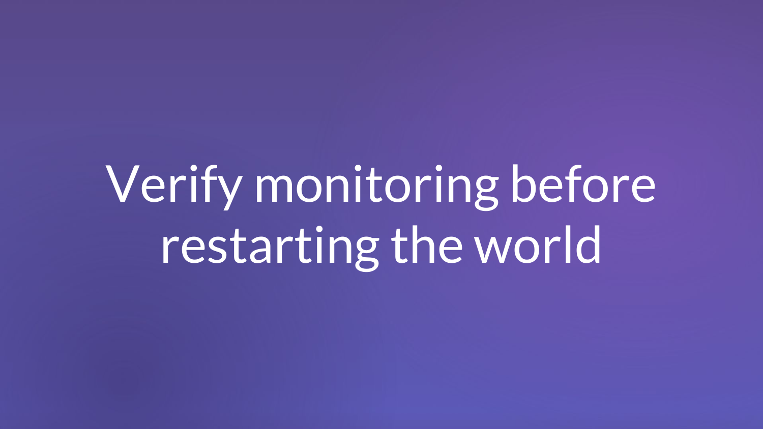# Verify monitoring before restarting the world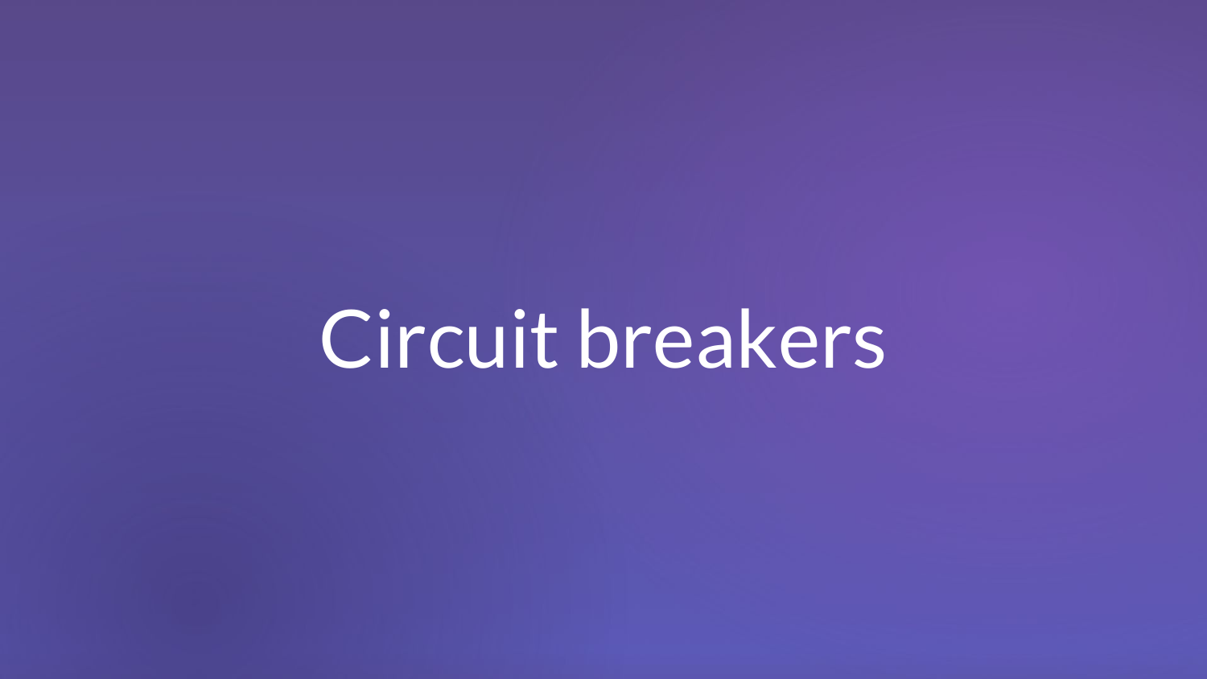# Circuit breakers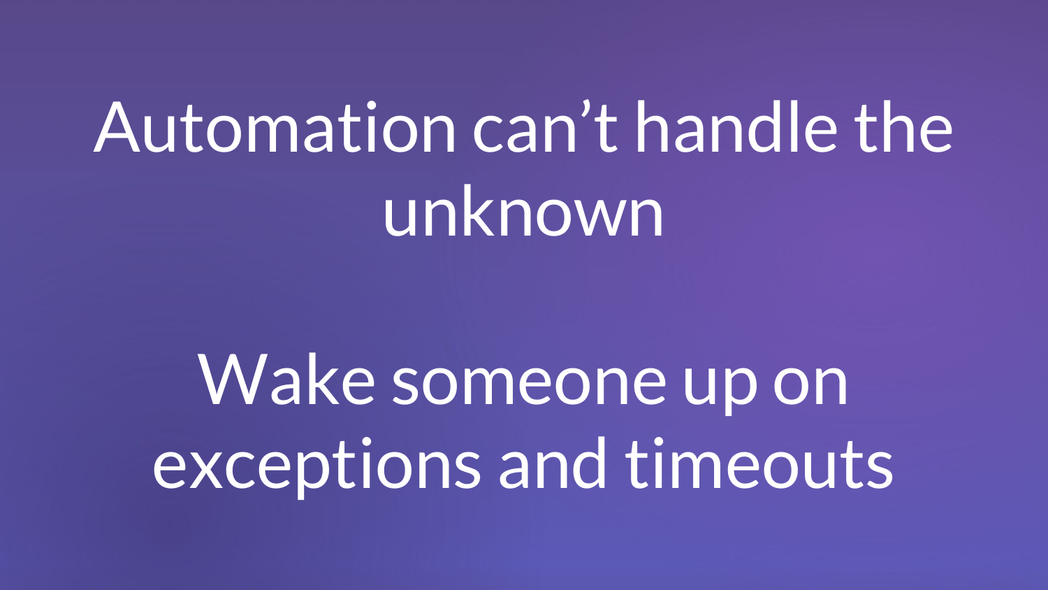Automation can’t handle the unknown

Wake someone up on exceptions and timeouts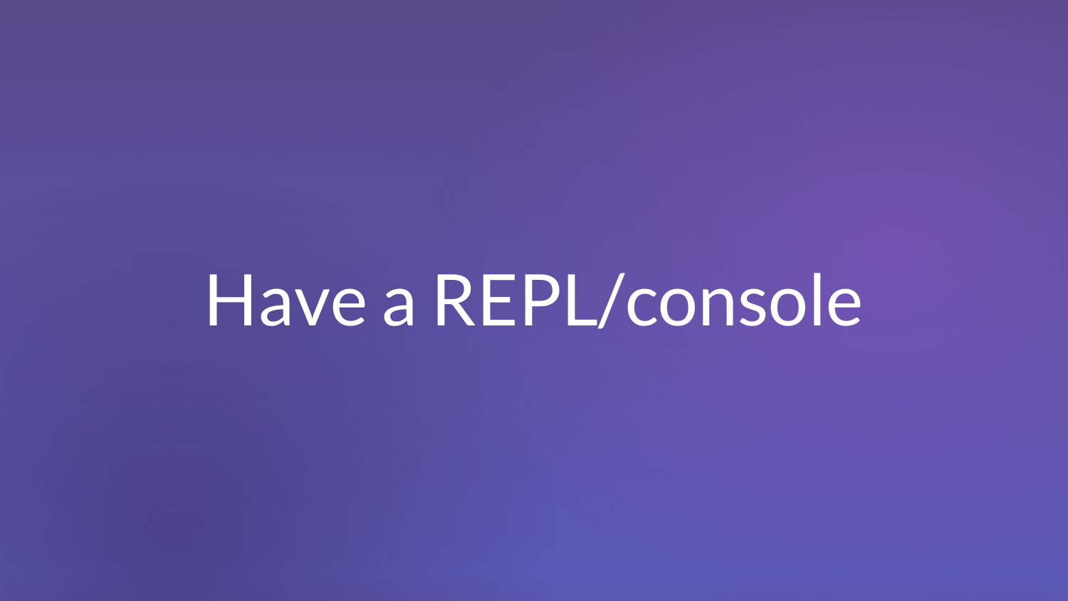# Have a REPL/console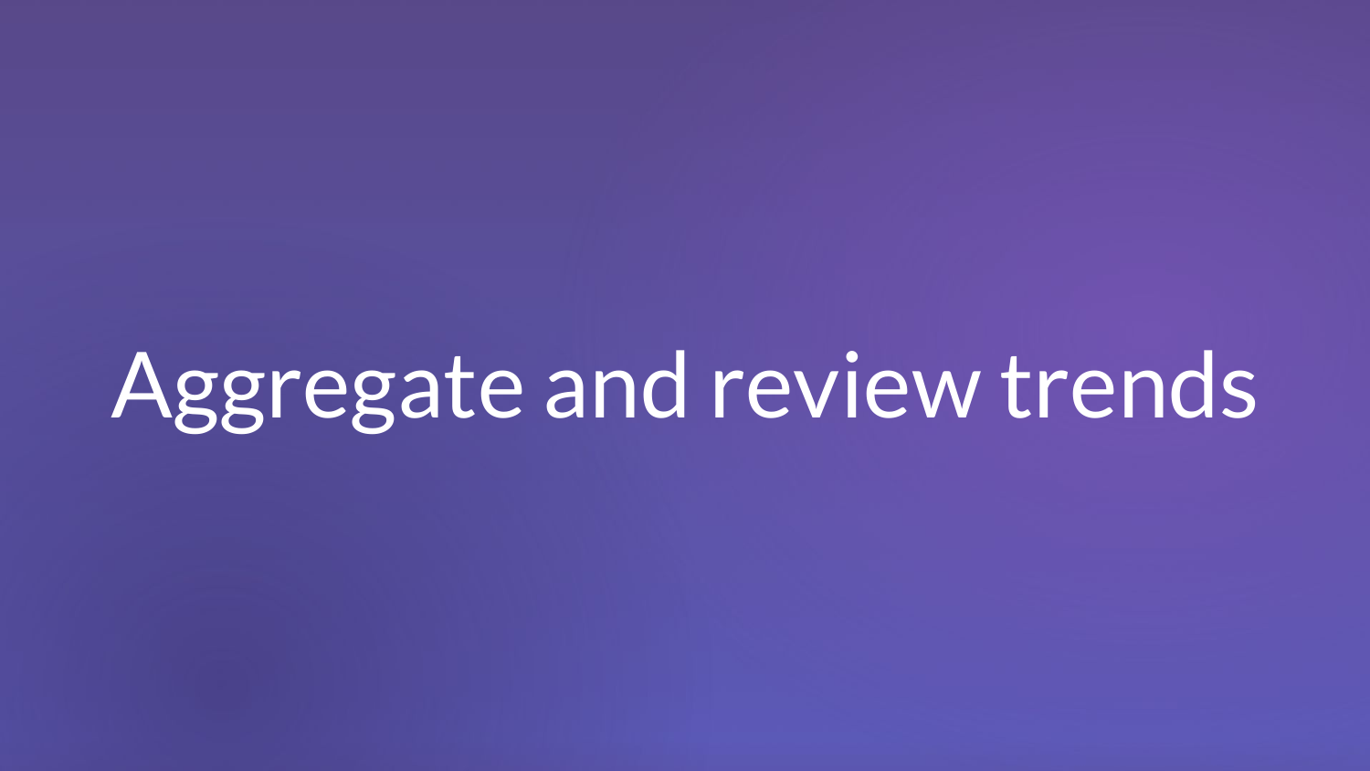# Aggregate and review trends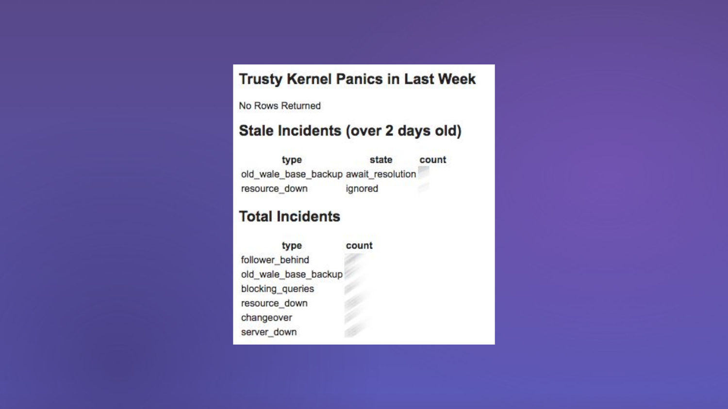## Trusty Kernel Panics in Last Week

No Rows Returned

## Stale Incidents (over 2 days old)

| type | state | count |
| --- | --- | --- |
| old_wale_base_backup | await_resolution | |
| resource_down | ignored | |

## Total Incidents

| type | count |
| --- | --- |
| follower_behind | |
| old_wale_base_backup | |
| blocking_queries | |
| resource_down | |
| changeover | |
| server_down | |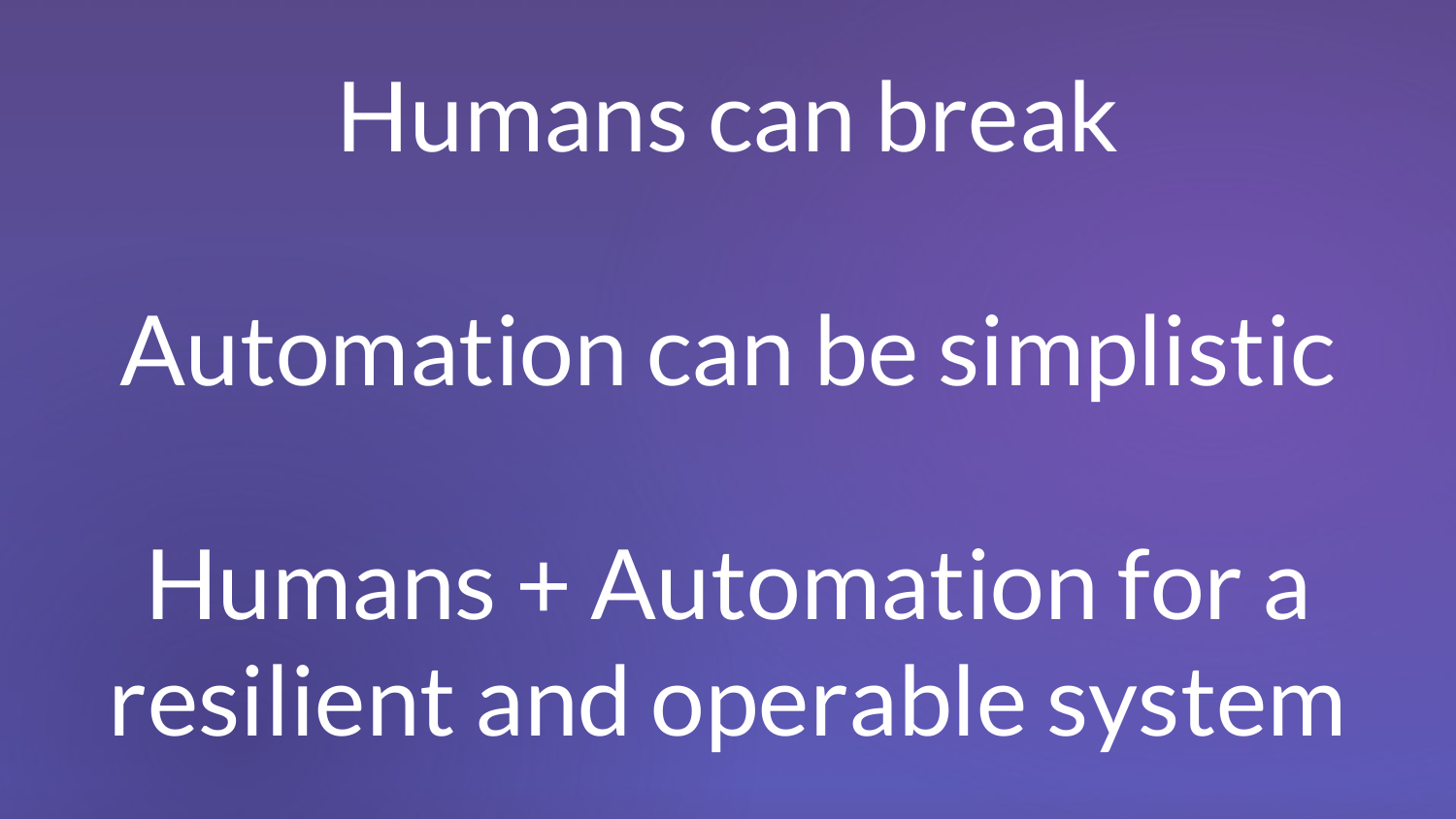Humans can break

Automation can be simplistic

Humans + Automation for a resilient and operable system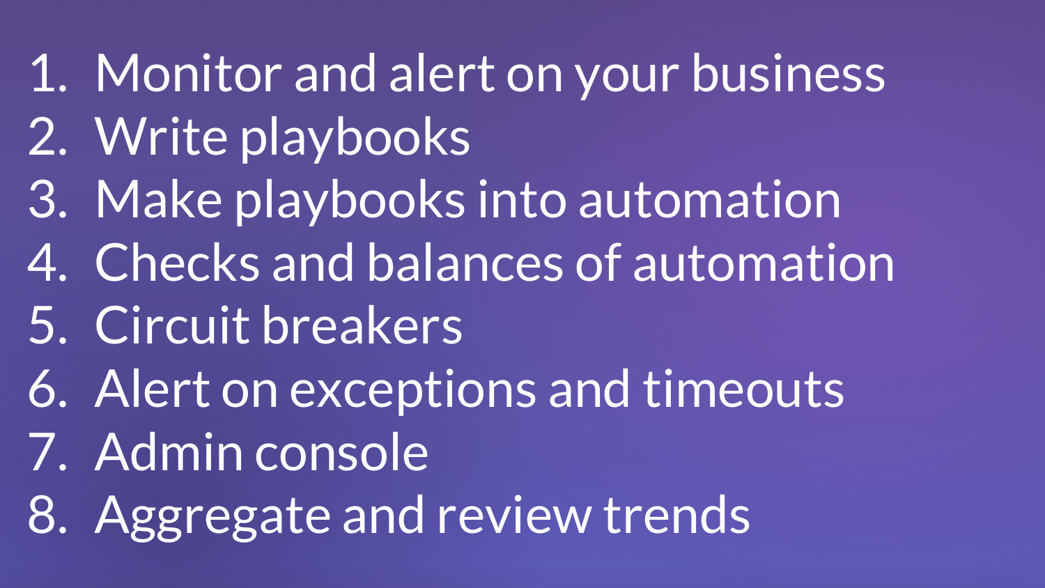1. Monitor and alert on your business
2. Write playbooks
3. Make playbooks into automation
4. Checks and balances of automation
5. Circuit breakers
6. Alert on exceptions and timeouts
7. Admin console
8. Aggregate and review trends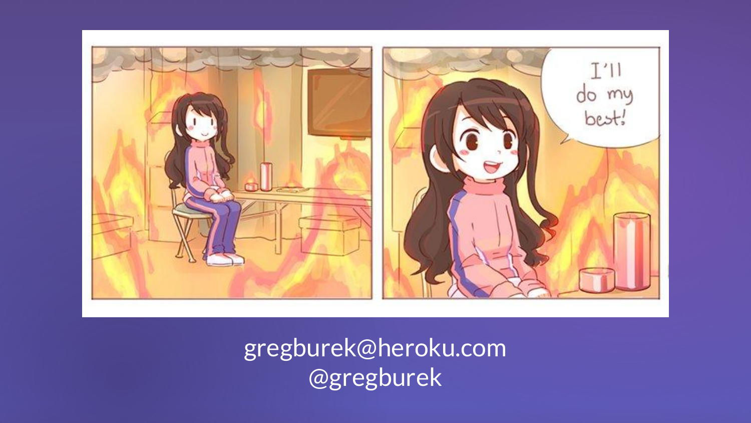gregburek@heroku.com

@gregburek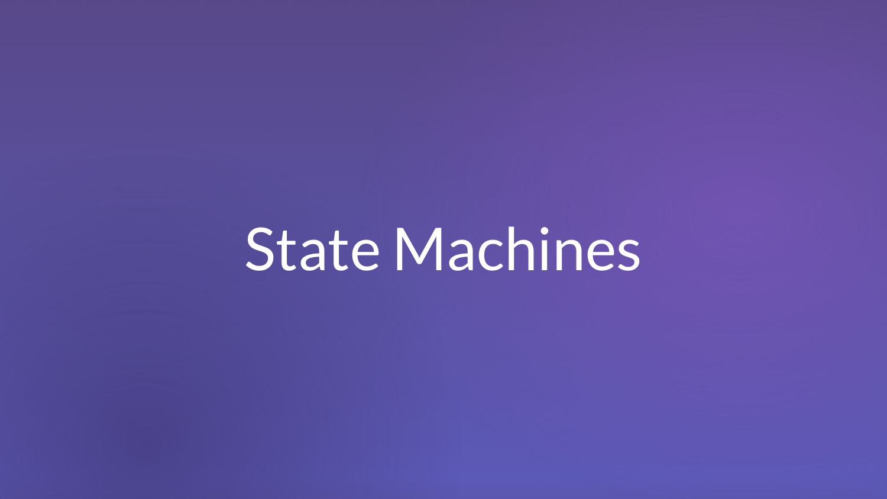# State Machines